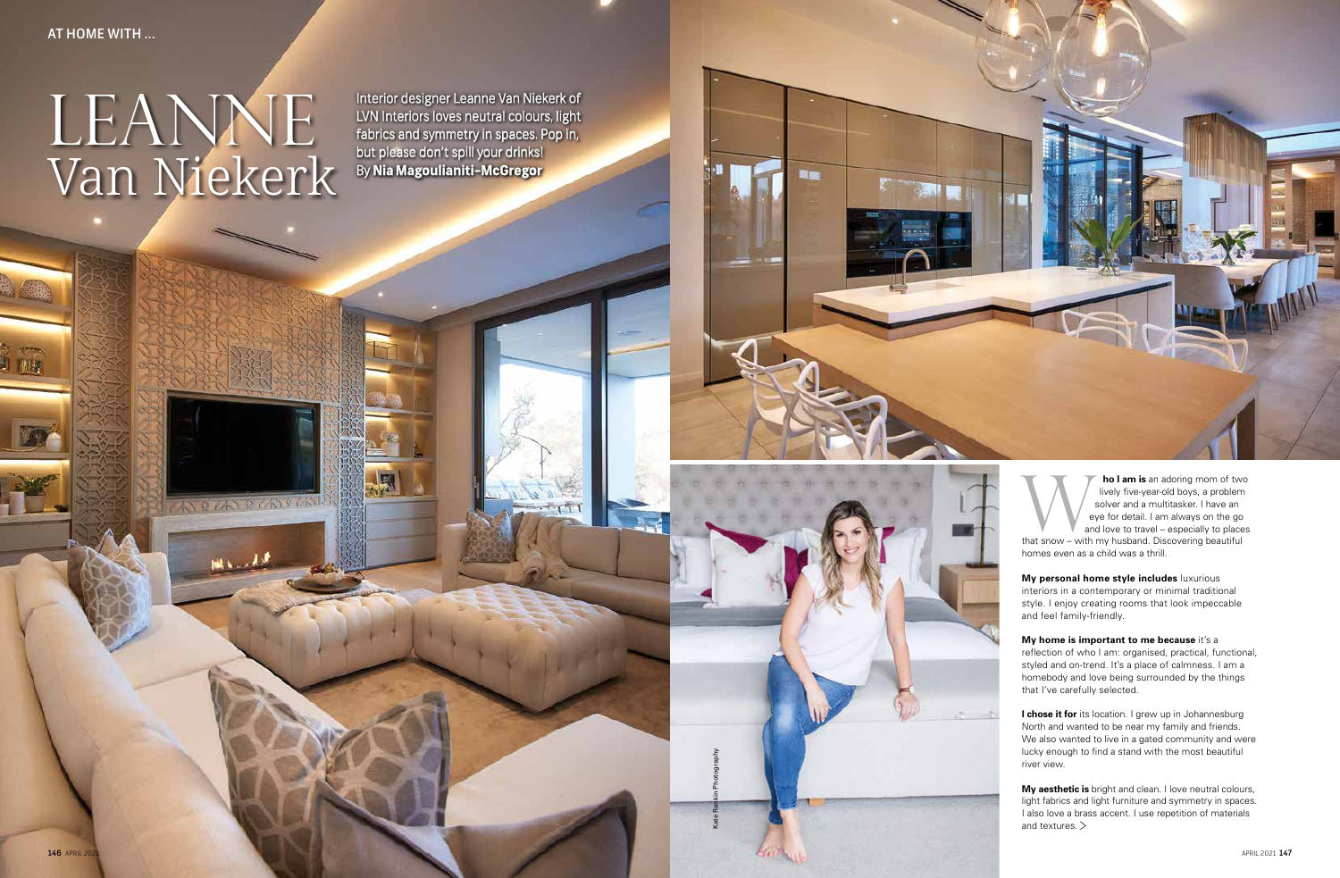# LEANNE Van Niekerk

Interior designer Leanne Van Niekerk of LVN Interiors loves neutral colours, light fabrics and symmetry in spaces. Pop in, but please don't spill your drinks!
By **Nia Magoulianiti-McGregor**

Kate Rankin Photography

**Who I am is** an adoring mom of two lively five-year-old boys, a problem solver and a multitasker. I have an eye for detail. I am always on the go and love to travel – especially to places that snow – with my husband. Discovering beautiful homes even as a child was a thrill.

**My personal home style includes** luxurious interiors in a contemporary or minimal traditional style. I enjoy creating rooms that look impeccable and feel family-friendly.

**My home is important to me because** it's a reflection of who I am: organised, practical, functional, styled and on-trend. It's a place of calmness. I am a homebody and love being surrounded by the things that I've carefully selected.

**I chose it for** its location. I grew up in Johannesburg North and wanted to be near my family and friends. We also wanted to live in a gated community and were lucky enough to find a stand with the most beautiful river view.

**My aesthetic is** bright and clean. I love neutral colours, light fabrics and light furniture and symmetry in spaces. I also love a brass accent. I use repetition of materials and textures. >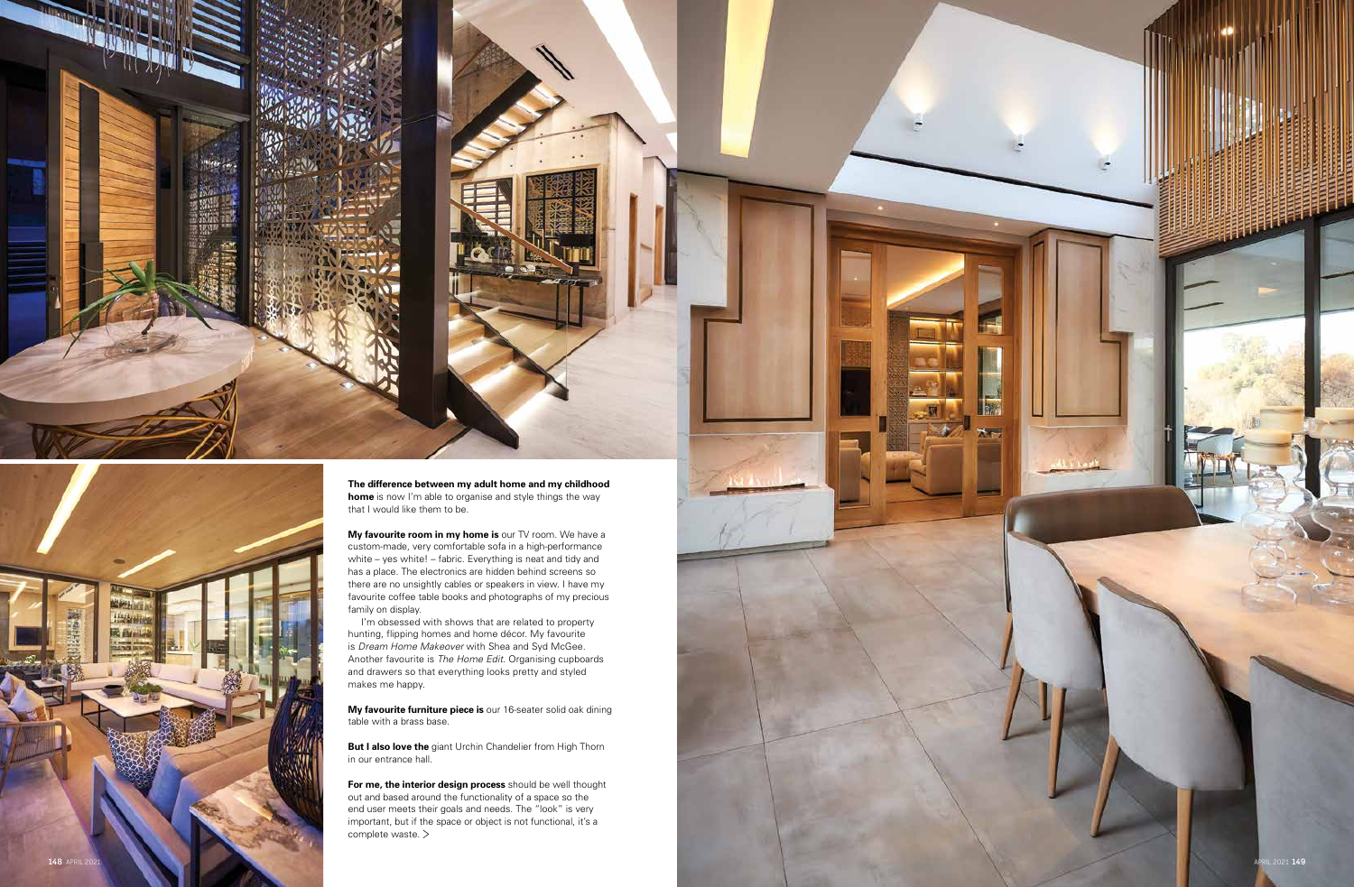**The difference between my adult home and my childhood home** is now I'm able to organise and style things the way that I would like them to be.

**My favourite room in my home is** our TV room. We have a custom-made, very comfortable sofa in a high-performance white – yes white! – fabric. Everything is neat and tidy and has a place. The electronics are hidden behind screens so there are no unsightly cables or speakers in view. I have my favourite coffee table books and photographs of my precious family on display.

I'm obsessed with shows that are related to property hunting, flipping homes and home décor. My favourite is *Dream Home Makeover* with Shea and Syd McGee. Another favourite is *The Home Edit*. Organising cupboards and drawers so that everything looks pretty and styled makes me happy.

**My favourite furniture piece is** our 16-seater solid oak dining table with a brass base.

**But I also love the** giant Urchin Chandelier from High Thorn in our entrance hall.

**For me, the interior design process** should be well thought out and based around the functionality of a space so the end user meets their goals and needs. The "look" is very important, but if the space or object is not functional, it's a complete waste. >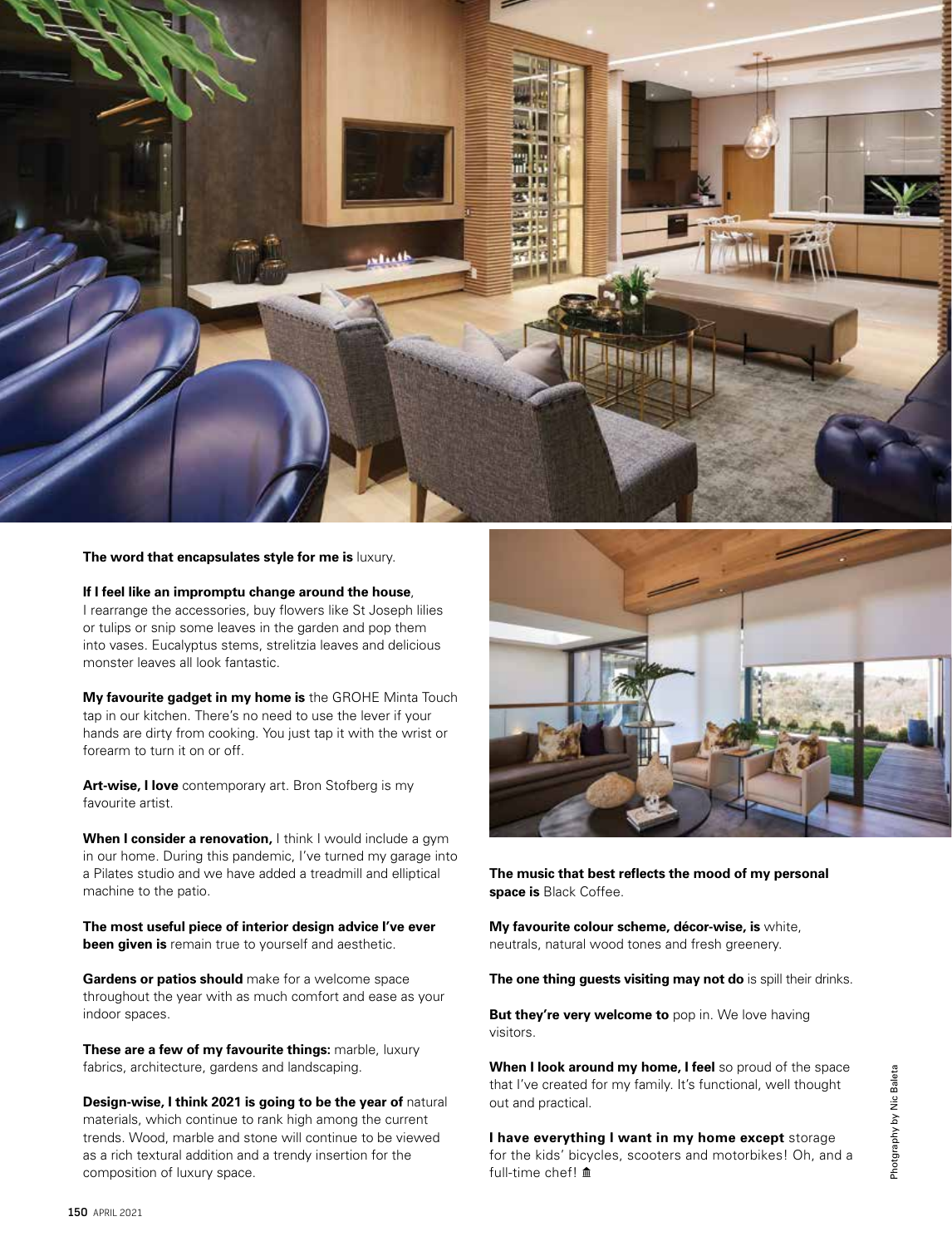**The word that encapsulates style for me is** luxury.

**If I feel like an impromptu change around the house**, I rearrange the accessories, buy flowers like St Joseph lilies or tulips or snip some leaves in the garden and pop them into vases. Eucalyptus stems, strelitzia leaves and delicious monster leaves all look fantastic.

**My favourite gadget in my home is** the GROHE Minta Touch tap in our kitchen. There's no need to use the lever if your hands are dirty from cooking. You just tap it with the wrist or forearm to turn it on or off.

**Art-wise, I love** contemporary art. Bron Stofberg is my favourite artist.

**When I consider a renovation,** I think I would include a gym in our home. During this pandemic, I've turned my garage into a Pilates studio and we have added a treadmill and elliptical machine to the patio.

**The most useful piece of interior design advice I've ever been given is** remain true to yourself and aesthetic.

**Gardens or patios should** make for a welcome space throughout the year with as much comfort and ease as your indoor spaces.

**These are a few of my favourite things:** marble, luxury fabrics, architecture, gardens and landscaping.

**Design-wise, I think 2021 is going to be the year of** natural materials, which continue to rank high among the current trends. Wood, marble and stone will continue to be viewed as a rich textural addition and a trendy insertion for the composition of luxury space.

**The music that best reflects the mood of my personal space is** Black Coffee.

**My favourite colour scheme, décor-wise, is** white, neutrals, natural wood tones and fresh greenery.

**The one thing guests visiting may not do** is spill their drinks.

**But they're very welcome to** pop in. We love having visitors.

**When I look around my home, I feel** so proud of the space that I've created for my family. It's functional, well thought out and practical.

**I have everything I want in my home except** storage for the kids' bicycles, scooters and motorbikes! Oh, and a full-time chef!

Photgraphy by Nic Baleta